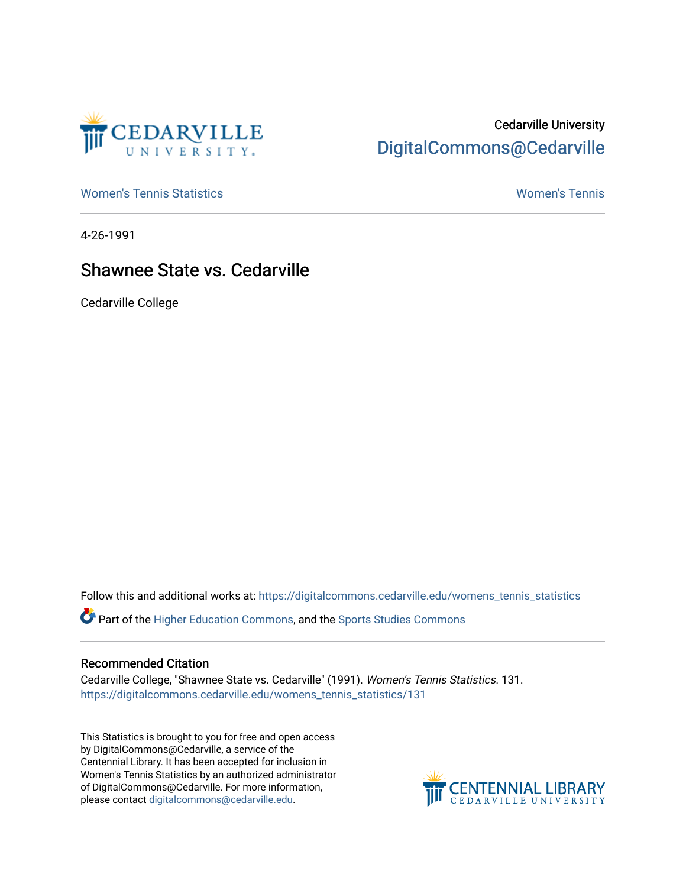Cedarville University
DigitalCommons@Cedarville

Women's Tennis Statistics | Women's Tennis

4-26-1991

# Shawnee State vs. Cedarville

Cedarville College

Follow this and additional works at: https://digitalcommons.cedarville.edu/womens_tennis_statistics

Part of the Higher Education Commons, and the Sports Studies Commons

## Recommended Citation

Cedarville College, "Shawnee State vs. Cedarville" (1991). *Women's Tennis Statistics*. 131.
https://digitalcommons.cedarville.edu/womens_tennis_statistics/131

This Statistics is brought to you for free and open access by DigitalCommons@Cedarville, a service of the Centennial Library. It has been accepted for inclusion in Women's Tennis Statistics by an authorized administrator of DigitalCommons@Cedarville. For more information, please contact digitalcommons@cedarville.edu.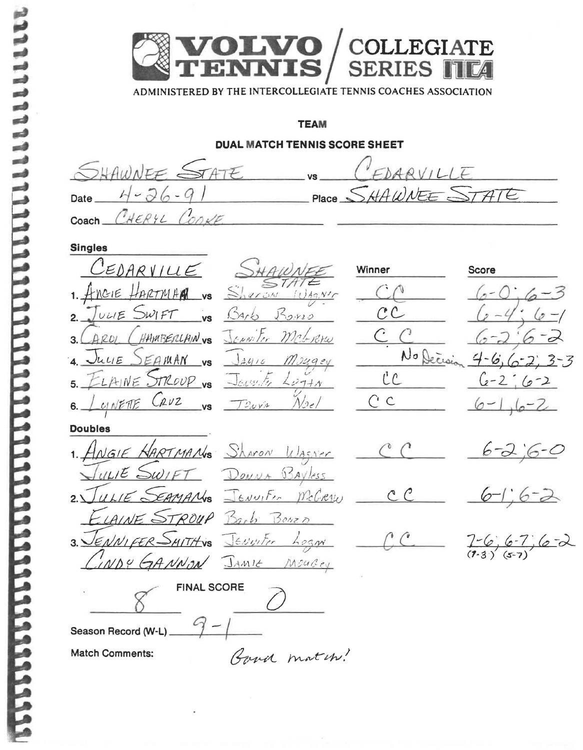# VOLVO TENNIS / COLLEGIATE SERIES ITCA

ADMINISTERED BY THE INTERCOLLEGIATE TENNIS COACHES ASSOCIATION

**TEAM**

**DUAL MATCH TENNIS SCORE SHEET**

SHAWNEE STATE vs CEDARVILLE

Date 4-26-91 Place SHAWNEE STATE

Coach CHERYL COOKE

**Singles**

| CEDARVILLE | SHAWNEE STATE | Winner | Score |
|---|---|---|---|
| 1. ANGIE HARTMAN vs | Sharon Wagner | CC | 6-0; 6-3 |
| 2. JULIE SWIFT vs | Barb Bonzo | CC | 6-4; 6-1 |
| 3. CAROL CHAMBERLAIN vs | Jennifer McGraw | CC | 6-2; 6-2 |
| 4. JULIE SEAMAN vs | Jamie Mougey | No Decision | 4-6, 6-2; 3-3 |
| 5. ELAINE STROUP vs | Jennifer Logan | CC | 6-2; 6-2 |
| 6. LYNETTE CRUZ vs | Tonya Noel | CC | 6-1, 6-2 |

**Doubles**

| | | Winner | Score |
|---|---|---|---|
| 1. ANGIE HARTMAN / JULIE SWIFT vs | Sharon Wagner / Donna Bayless | CC | 6-2; 6-0 |
| 2. JULIE SEAMAN / ELAINE STROUP vs | Jennifer McGraw / Barb Bonzo | CC | 6-1; 6-2 |
| 3. JENNIFER SMITH / CINDY GANNON vs | Jennifer Logan / JAMIE MOUGEY | CC | 7-6; 6-7; 6-2 (7-3) (5-7) |

**FINAL SCORE**

8 0

Season Record (W-L) 9-1

Match Comments: Good match!